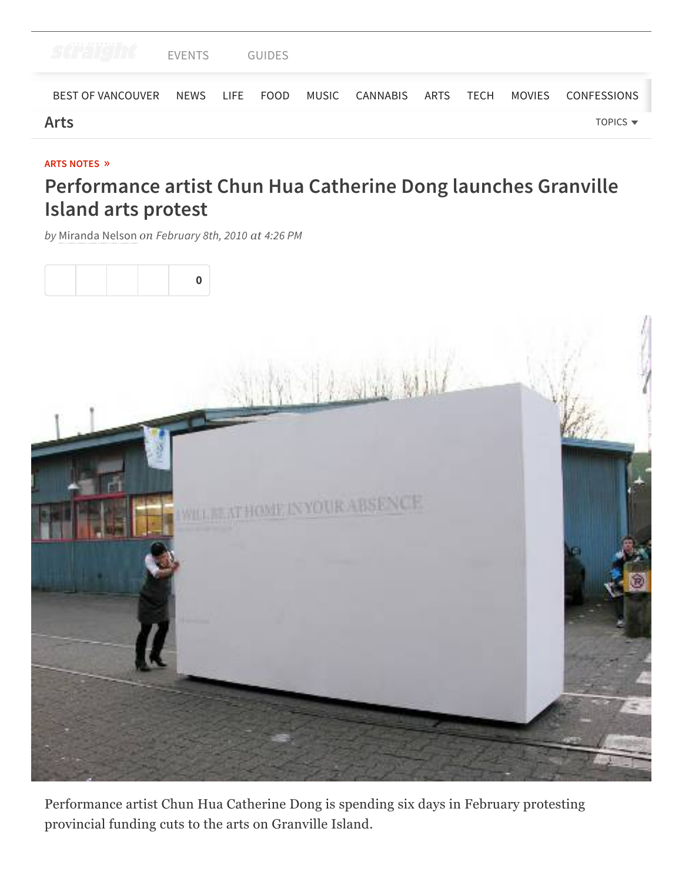ARTS NOTES »

# Performance artist Chun Hua Catherine Dong launches Granville Island arts protest

*by* Miranda Nelson *on February 8th, 2010 at 4:26 PM*

Performance artist Chun Hua Catherine Dong is spending six days in February protesting provincial funding cuts to the arts on Granville Island.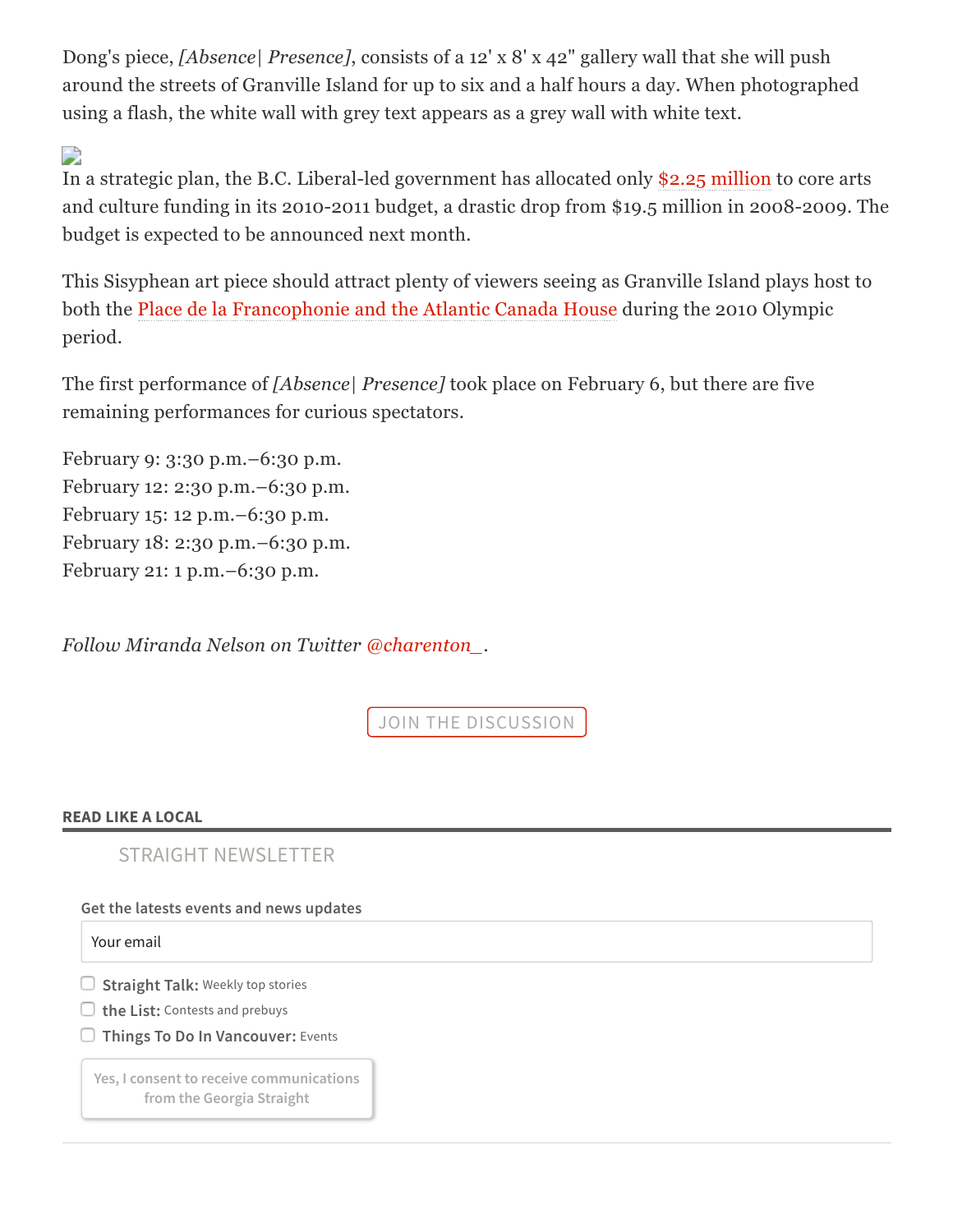Dong's piece, *[Absence| Presence]*, consists of a 12' x 8' x 42" gallery wall that she will push around the streets of Granville Island for up to six and a half hours a day. When photographed using a flash, the white wall with grey text appears as a grey wall with white text.

In a strategic plan, the B.C. Liberal-led government has allocated only $2.25 million to core arts and culture funding in its 2010-2011 budget, a drastic drop from $19.5 million in 2008-2009. The budget is expected to be announced next month.

This Sisyphean art piece should attract plenty of viewers seeing as Granville Island plays host to both the Place de la Francophonie and the Atlantic Canada House during the 2010 Olympic period.

The first performance of *[Absence| Presence]* took place on February 6, but there are five remaining performances for curious spectators.

February 9: 3:30 p.m.–6:30 p.m.
February 12: 2:30 p.m.–6:30 p.m.
February 15: 12 p.m.–6:30 p.m.
February 18: 2:30 p.m.–6:30 p.m.
February 21: 1 p.m.–6:30 p.m.

*Follow Miranda Nelson on Twitter @charenton_.*

JOIN THE DISCUSSION

**READ LIKE A LOCAL**

STRAIGHT NEWSLETTER

Get the latests events and news updates

Your email

- **Straight Talk:** Weekly top stories
- **the List:** Contests and prebuys
- **Things To Do In Vancouver:** Events

Yes, I consent to receive communications from the Georgia Straight